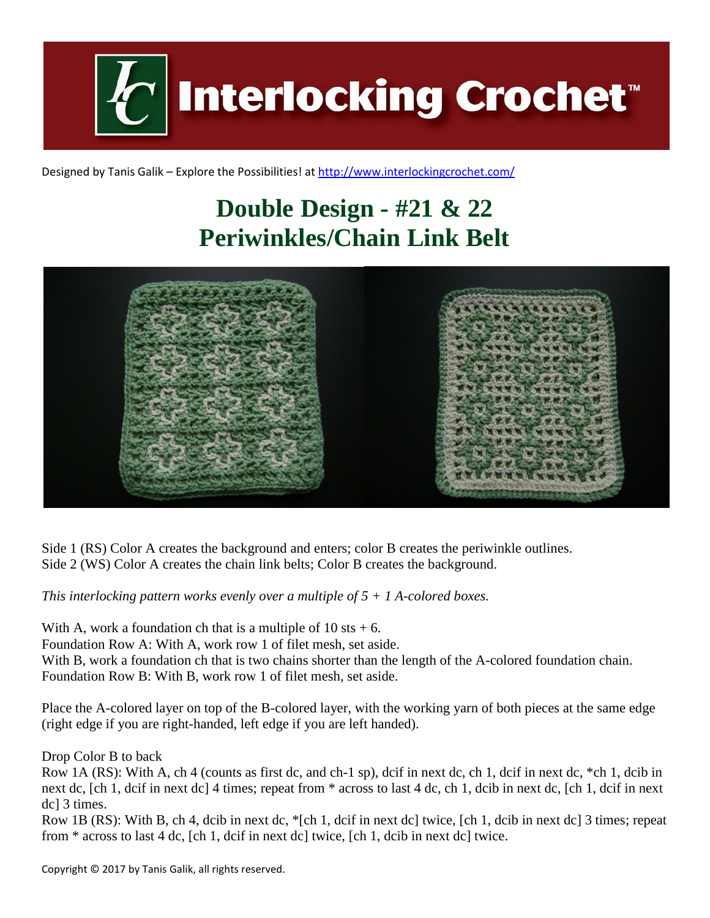Interlocking Crochet™

Designed by Tanis Galik – Explore the Possibilities! at http://www.interlockingcrochet.com/

# Double Design - #21 & 22
# Periwinkles/Chain Link Belt

Side 1 (RS) Color A creates the background and enters; color B creates the periwinkle outlines.
Side 2 (WS) Color A creates the chain link belts; Color B creates the background.

*This interlocking pattern works evenly over a multiple of 5 + 1 A-colored boxes.*

With A, work a foundation ch that is a multiple of 10 sts + 6.
Foundation Row A: With A, work row 1 of filet mesh, set aside.
With B, work a foundation ch that is two chains shorter than the length of the A-colored foundation chain.
Foundation Row B: With B, work row 1 of filet mesh, set aside.

Place the A-colored layer on top of the B-colored layer, with the working yarn of both pieces at the same edge (right edge if you are right-handed, left edge if you are left handed).

Drop Color B to back
Row 1A (RS): With A, ch 4 (counts as first dc, and ch-1 sp), dcif in next dc, ch 1, dcif in next dc, *ch 1, dcib in next dc, [ch 1, dcif in next dc] 4 times; repeat from * across to last 4 dc, ch 1, dcib in next dc, [ch 1, dcif in next dc] 3 times.
Row 1B (RS): With B, ch 4, dcib in next dc, *[ch 1, dcif in next dc] twice, [ch 1, dcib in next dc] 3 times; repeat from * across to last 4 dc, [ch 1, dcif in next dc] twice, [ch 1, dcib in next dc] twice.

Copyright © 2017 by Tanis Galik, all rights reserved.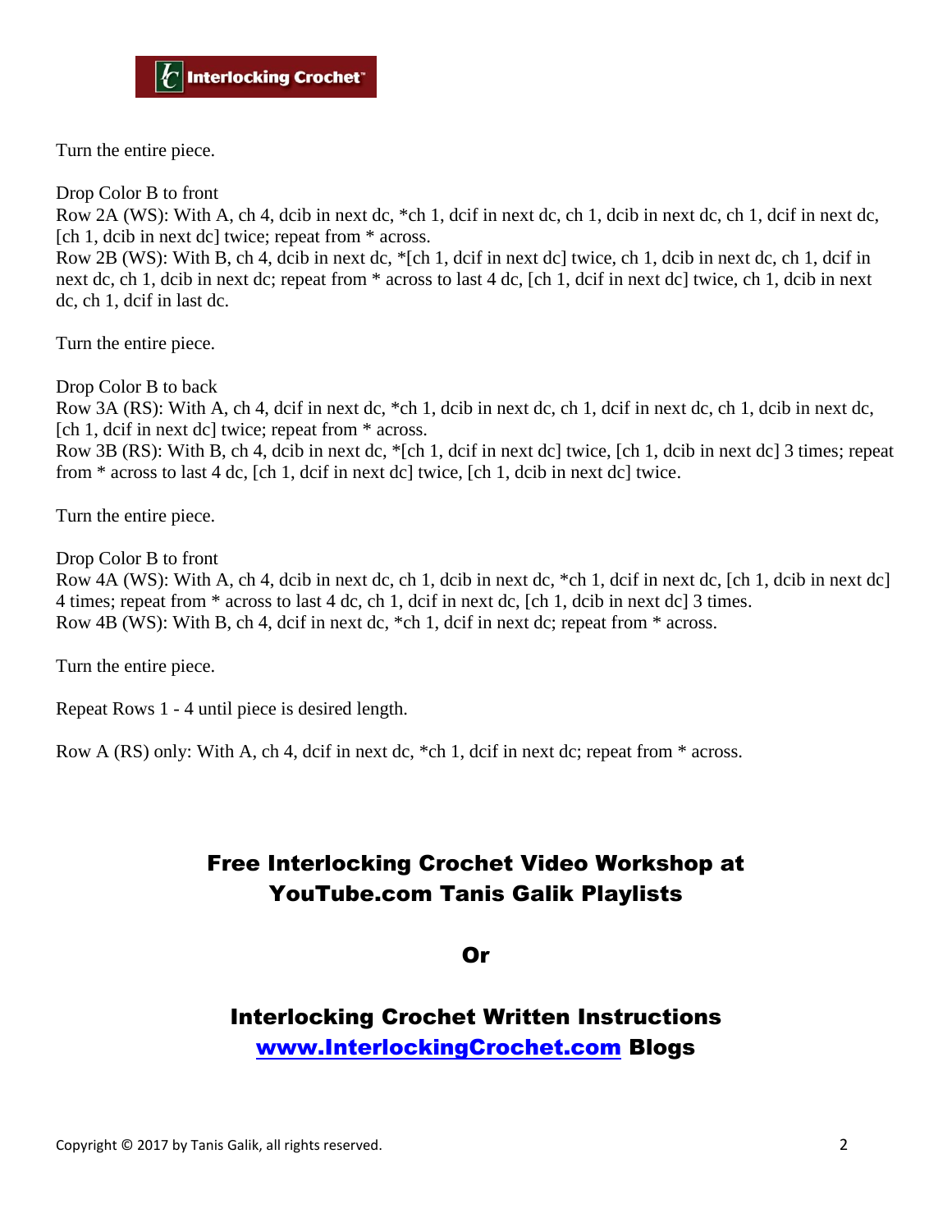Turn the entire piece.

Drop Color B to front
Row 2A (WS): With A, ch 4, dcib in next dc, *ch 1, dcif in next dc, ch 1, dcib in next dc, ch 1, dcif in next dc, [ch 1, dcib in next dc] twice; repeat from * across.
Row 2B (WS): With B, ch 4, dcib in next dc, *[ch 1, dcif in next dc] twice, ch 1, dcib in next dc, ch 1, dcif in next dc, ch 1, dcib in next dc; repeat from * across to last 4 dc, [ch 1, dcif in next dc] twice, ch 1, dcib in next dc, ch 1, dcif in last dc.

Turn the entire piece.

Drop Color B to back
Row 3A (RS): With A, ch 4, dcif in next dc, *ch 1, dcib in next dc, ch 1, dcif in next dc, ch 1, dcib in next dc, [ch 1, dcif in next dc] twice; repeat from * across.
Row 3B (RS): With B, ch 4, dcib in next dc, *[ch 1, dcif in next dc] twice, [ch 1, dcib in next dc] 3 times; repeat from * across to last 4 dc, [ch 1, dcif in next dc] twice, [ch 1, dcib in next dc] twice.

Turn the entire piece.

Drop Color B to front
Row 4A (WS): With A, ch 4, dcib in next dc, ch 1, dcib in next dc, *ch 1, dcif in next dc, [ch 1, dcib in next dc] 4 times; repeat from * across to last 4 dc, ch 1, dcif in next dc, [ch 1, dcib in next dc] 3 times.
Row 4B (WS): With B, ch 4, dcif in next dc, *ch 1, dcif in next dc; repeat from * across.

Turn the entire piece.

Repeat Rows 1 - 4 until piece is desired length.

Row A (RS) only: With A, ch 4, dcif in next dc, *ch 1, dcif in next dc; repeat from * across.

## Free Interlocking Crochet Video Workshop at YouTube.com Tanis Galik Playlists

## Or

## Interlocking Crochet Written Instructions [www.InterlockingCrochet.com](http://www.InterlockingCrochet.com) Blogs

Copyright © 2017 by Tanis Galik, all rights reserved.